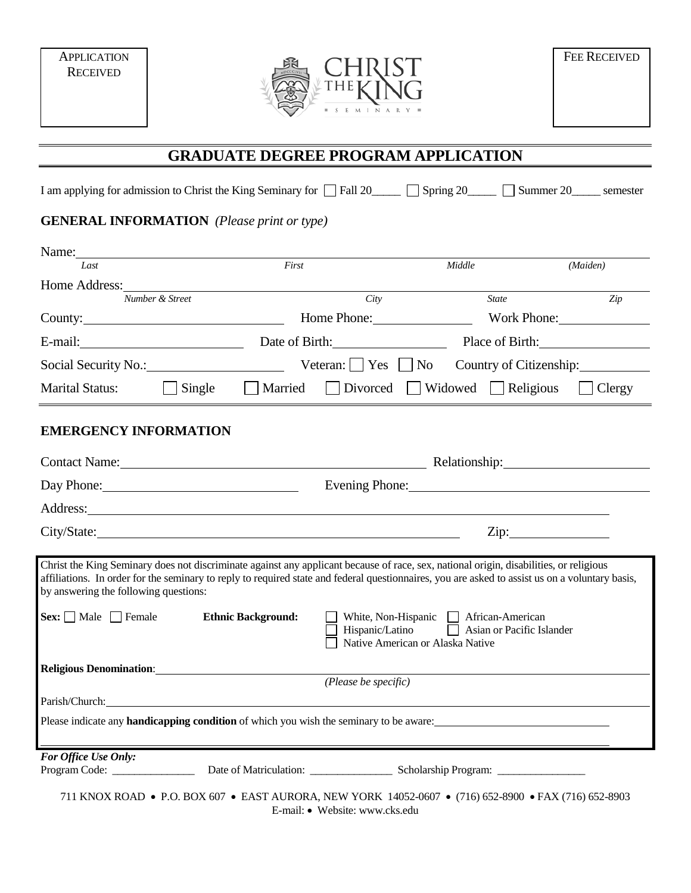APPLICATION RECEIVED

CHRIST THE KING SEMINARY

FEE RECEIVED

# GRADUATE DEGREE PROGRAM APPLICATION

I am applying for admission to Christ the King Seminary for ☐ Fall 20_____ ☐ Spring 20_____ ☐ Summer 20_____ semester

## GENERAL INFORMATION *(Please print or type)*

Name: ____________________________________________________________
*Last* *First* *Middle* *(Maiden)*

Home Address: ____________________________________________________________
*Number & Street* *City* *State* *Zip*

County: ____________________ Home Phone: ____________ Work Phone: ____________

E-mail: ____________________ Date of Birth: ____________ Place of Birth: ____________

Social Security No.: ____________ Veteran: ☐ Yes ☐ No Country of Citizenship: ____________

Marital Status: ☐ Single ☐ Married ☐ Divorced ☐ Widowed ☐ Religious ☐ Clergy

## EMERGENCY INFORMATION

Contact Name: ________________________________ Relationship: ____________________

Day Phone: ____________________ Evening Phone: ____________________________

Address: ____________________________________________________________

City/State: ____________________________________________ Zip: ____________

Christ the King Seminary does not discriminate against any applicant because of race, sex, national origin, disabilities, or religious affiliations. In order for the seminary to reply to required state and federal questionnaires, you are asked to assist us on a voluntary basis, by answering the following questions:

**Sex:** ☐ Male ☐ Female **Ethnic Background:** ☐ White, Non-Hispanic ☐ African-American ☐ Hispanic/Latino ☐ Asian or Pacific Islander ☐ Native American or Alaska Native

**Religious Denomination**: ____________________________________________________________
*(Please be specific)*

Parish/Church: ____________________________________________________________

Please indicate any **handicapping condition** of which you wish the seminary to be aware: ____________________________
____________________________________________________________

***For Office Use Only:***
Program Code: _______________ Date of Matriculation: _______________ Scholarship Program: ________________

711 KNOX ROAD • P.O. BOX 607 • EAST AURORA, NEW YORK 14052-0607 • (716) 652-8900 • FAX (716) 652-8903
E-mail: • Website: www.cks.edu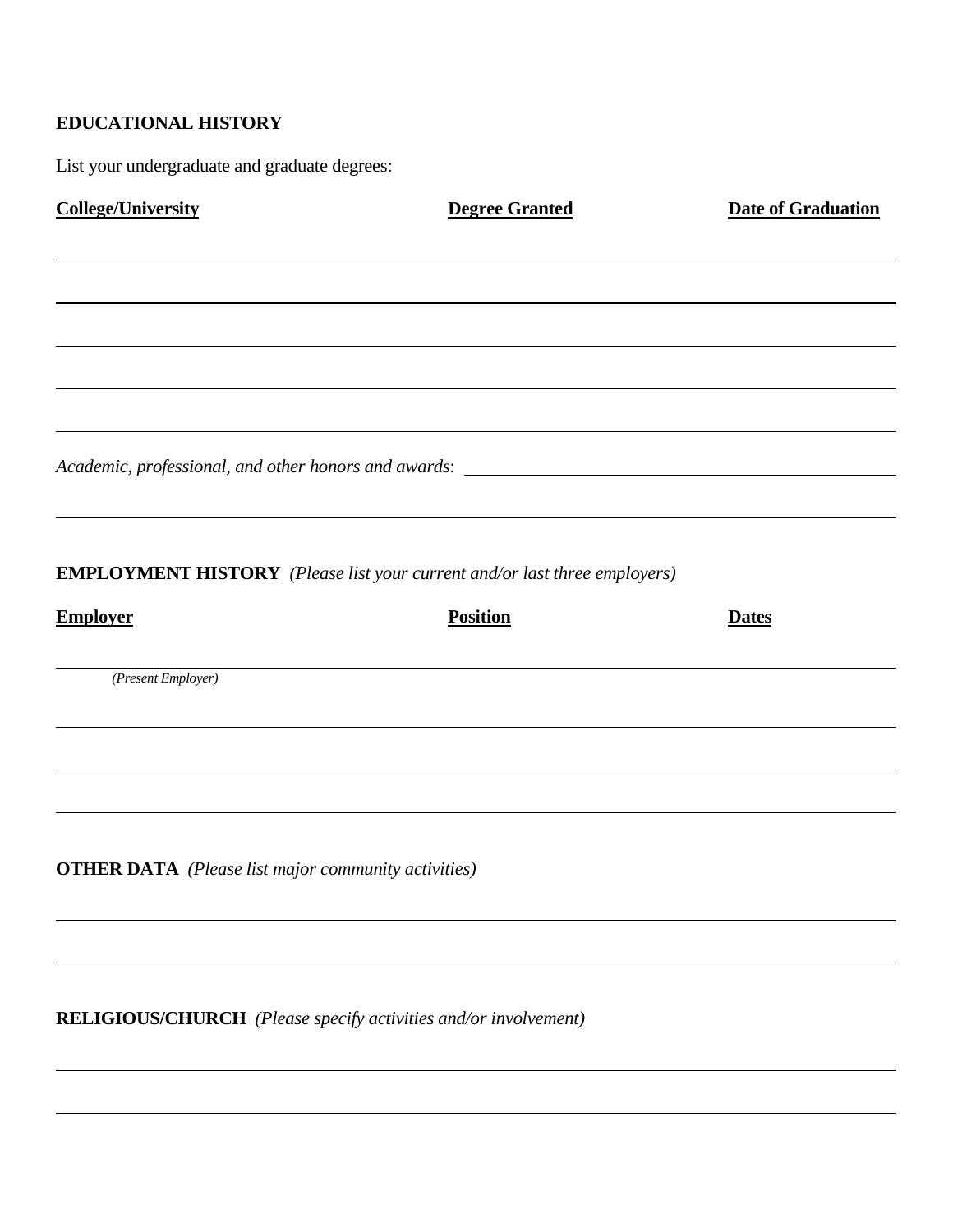**EDUCATIONAL HISTORY**

List your undergraduate and graduate degrees:

| College/University | Degree Granted | Date of Graduation |
| --- | --- | --- |
| | | |
| | | |
| | | |
| | | |
| | | |

*Academic, professional, and other honors and awards*: \_\_\_\_\_\_\_\_\_\_\_\_\_\_\_\_\_\_\_\_\_\_\_\_\_\_\_\_\_\_\_\_\_\_\_\_\_\_\_\_

\_\_\_\_\_\_\_\_\_\_\_\_\_\_\_\_\_\_\_\_\_\_\_\_\_\_\_\_\_\_\_\_\_\_\_\_\_\_\_\_\_\_\_\_\_\_\_\_\_\_\_\_\_\_\_\_\_\_\_\_\_\_\_\_\_\_\_\_\_\_\_\_\_\_\_\_\_\_\_\_

**EMPLOYMENT HISTORY** *(Please list your current and/or last three employers)*

| Employer | Position | Dates |
| --- | --- | --- |
| *(Present Employer)* | | |
| | | |
| | | |
| | | |

**OTHER DATA** *(Please list major community activities)*

\_\_\_\_\_\_\_\_\_\_\_\_\_\_\_\_\_\_\_\_\_\_\_\_\_\_\_\_\_\_\_\_\_\_\_\_\_\_\_\_\_\_\_\_\_\_\_\_\_\_\_\_\_\_\_\_\_\_\_\_\_\_\_\_\_\_\_\_\_\_\_\_\_\_\_\_\_\_\_\_

\_\_\_\_\_\_\_\_\_\_\_\_\_\_\_\_\_\_\_\_\_\_\_\_\_\_\_\_\_\_\_\_\_\_\_\_\_\_\_\_\_\_\_\_\_\_\_\_\_\_\_\_\_\_\_\_\_\_\_\_\_\_\_\_\_\_\_\_\_\_\_\_\_\_\_\_\_\_\_\_

**RELIGIOUS/CHURCH** *(Please specify activities and/or involvement)*

\_\_\_\_\_\_\_\_\_\_\_\_\_\_\_\_\_\_\_\_\_\_\_\_\_\_\_\_\_\_\_\_\_\_\_\_\_\_\_\_\_\_\_\_\_\_\_\_\_\_\_\_\_\_\_\_\_\_\_\_\_\_\_\_\_\_\_\_\_\_\_\_\_\_\_\_\_\_\_\_

\_\_\_\_\_\_\_\_\_\_\_\_\_\_\_\_\_\_\_\_\_\_\_\_\_\_\_\_\_\_\_\_\_\_\_\_\_\_\_\_\_\_\_\_\_\_\_\_\_\_\_\_\_\_\_\_\_\_\_\_\_\_\_\_\_\_\_\_\_\_\_\_\_\_\_\_\_\_\_\_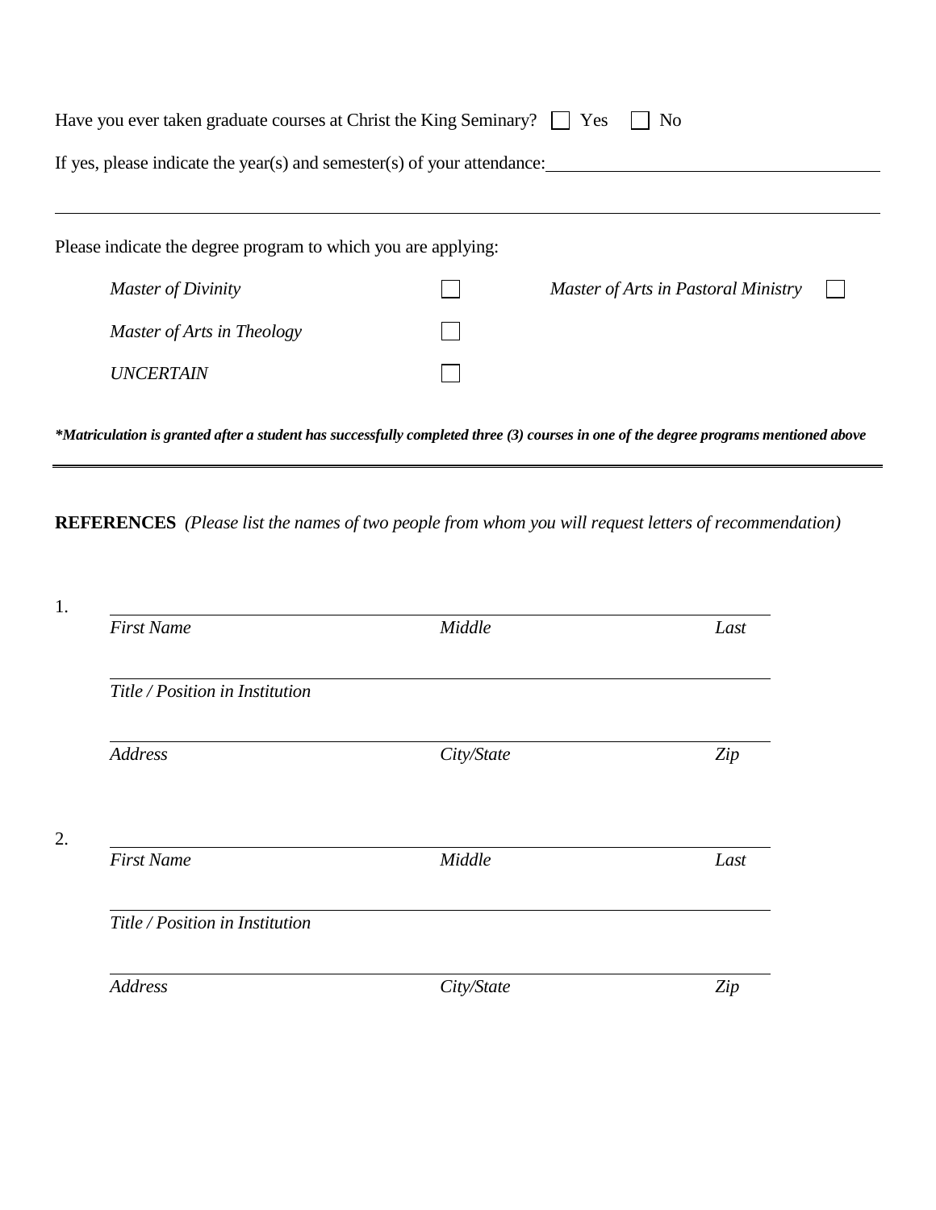Have you ever taken graduate courses at Christ the King Seminary? ☐ Yes ☐ No

If yes, please indicate the year(s) and semester(s) of your attendance: ______________________________

______________________________________________________________________________

Please indicate the degree program to which you are applying:

| | | | |
|---|---|---|---|
| *Master of Divinity* | ☐ | *Master of Arts in Pastoral Ministry* | ☐ |
| *Master of Arts in Theology* | ☐ | | |
| *UNCERTAIN* | ☐ | | |

***Matriculation is granted after a student has successfully completed three (3) courses in one of the degree programs mentioned above***

---

**REFERENCES** *(Please list the names of two people from whom you will request letters of recommendation)*

1\. ______________________________________________________________
*First Name* *Middle* *Last*

______________________________________________________________
*Title / Position in Institution*

______________________________________________________________
*Address* *City/State* *Zip*

2\. ______________________________________________________________
*First Name* *Middle* *Last*

______________________________________________________________
*Title / Position in Institution*

______________________________________________________________
*Address* *City/State* *Zip*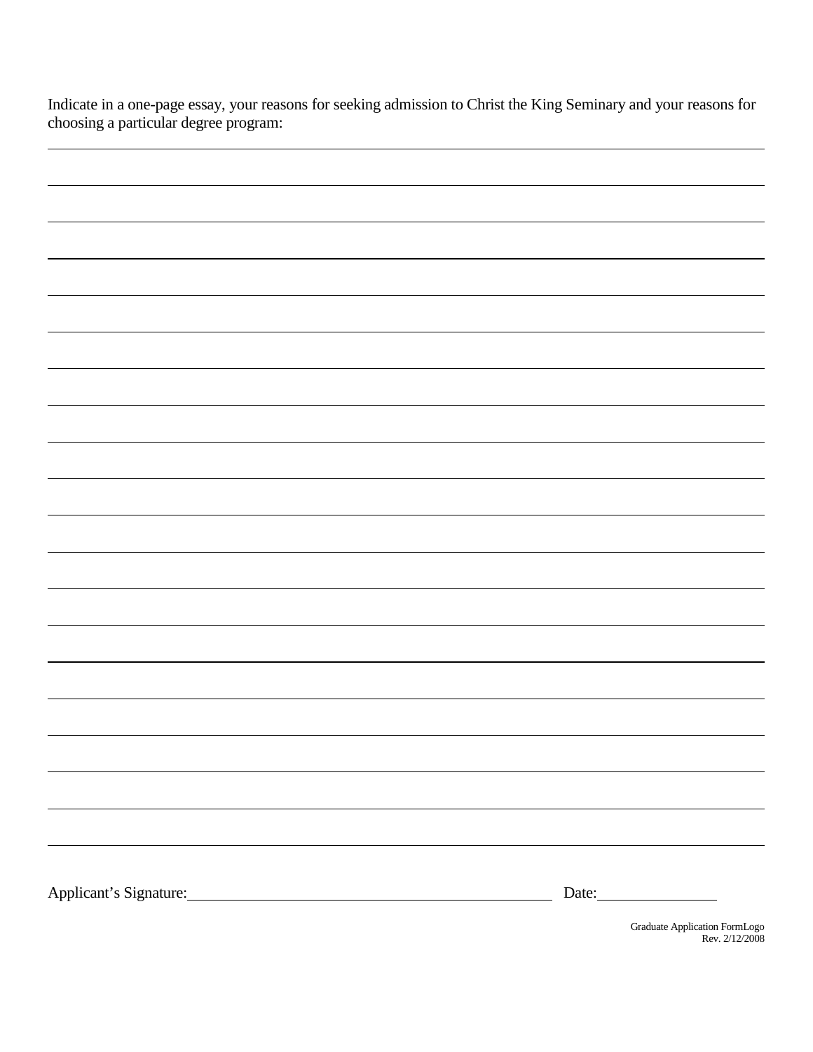Indicate in a one-page essay, your reasons for seeking admission to Christ the King Seminary and your reasons for choosing a particular degree program:

Applicant's Signature: \_\_\_\_\_\_\_\_\_\_\_\_\_\_\_\_\_\_\_\_ Date: \_\_\_\_\_\_\_\_\_\_

Graduate Application FormLogo
Rev. 2/12/2008